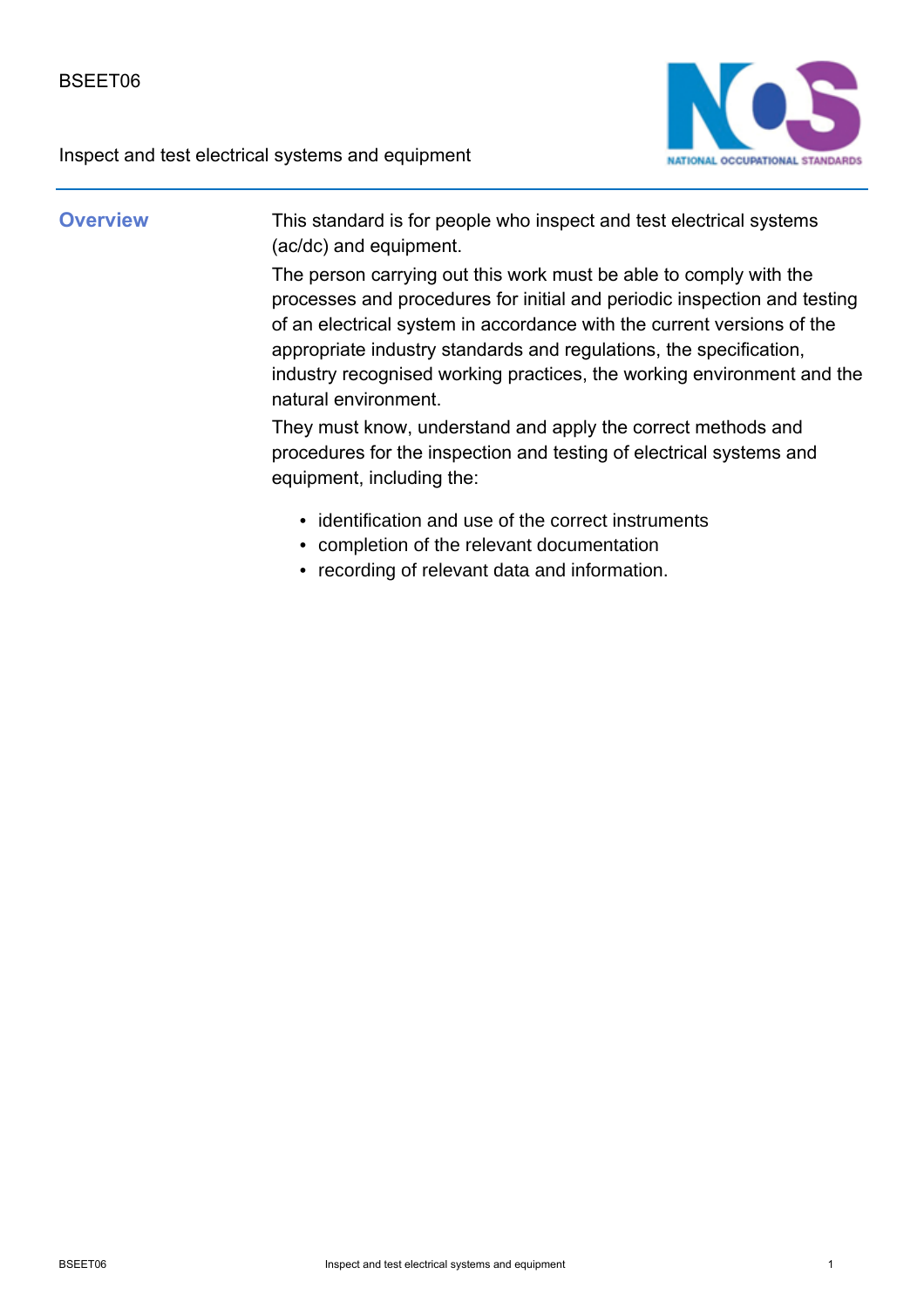BSEET06

Inspect and test electrical systems and equipment

## Overview

This standard is for people who inspect and test electrical systems (ac/dc) and equipment.

The person carrying out this work must be able to comply with the processes and procedures for initial and periodic inspection and testing of an electrical system in accordance with the current versions of the appropriate industry standards and regulations, the specification, industry recognised working practices, the working environment and the natural environment.

They must know, understand and apply the correct methods and procedures for the inspection and testing of electrical systems and equipment, including the:

- identification and use of the correct instruments
- completion of the relevant documentation
- recording of relevant data and information.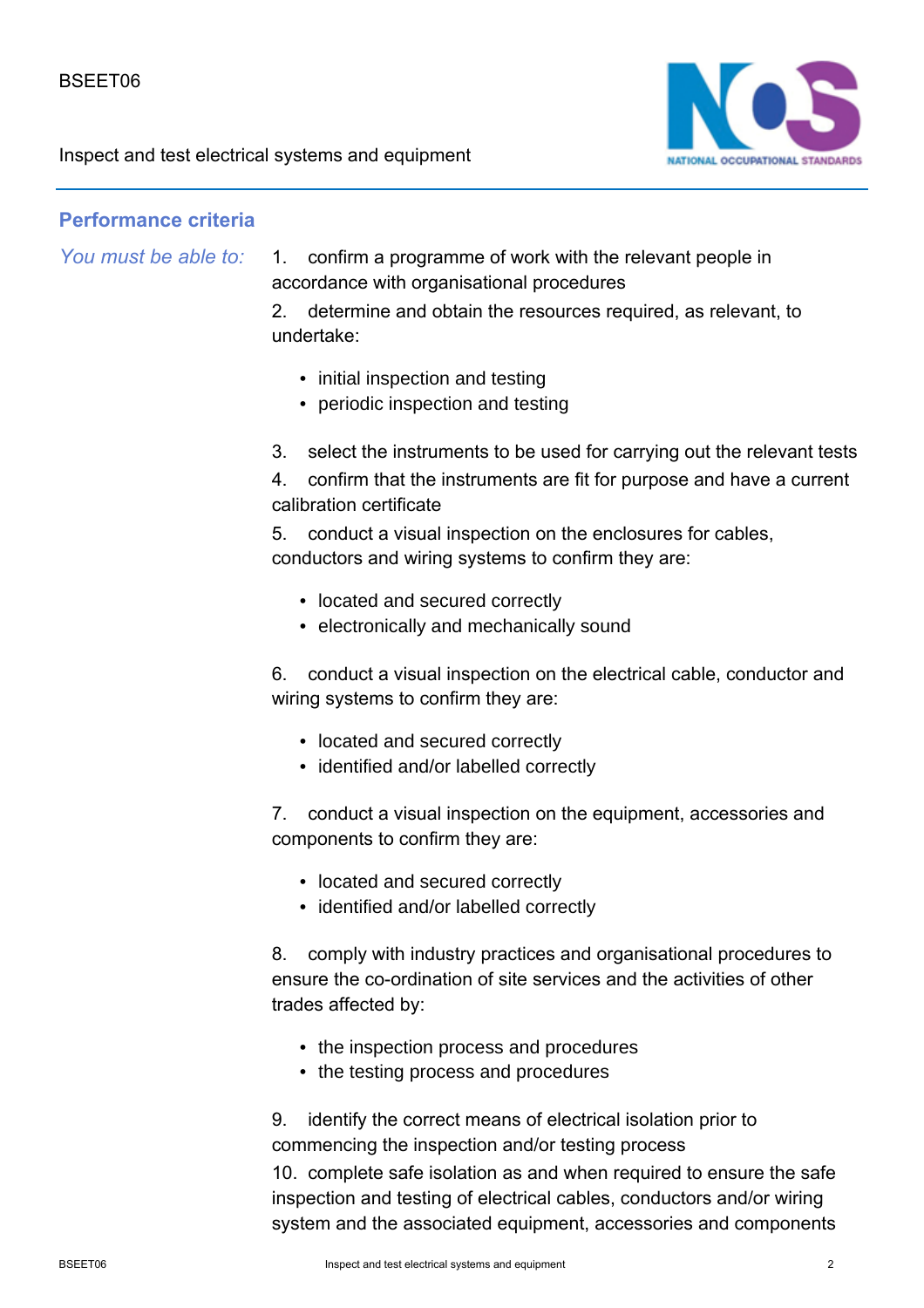## Performance criteria

*You must be able to:*

1. confirm a programme of work with the relevant people in accordance with organisational procedures
2. determine and obtain the resources required, as relevant, to undertake:
   - initial inspection and testing
   - periodic inspection and testing
3. select the instruments to be used for carrying out the relevant tests
4. confirm that the instruments are fit for purpose and have a current calibration certificate
5. conduct a visual inspection on the enclosures for cables, conductors and wiring systems to confirm they are:
   - located and secured correctly
   - electronically and mechanically sound
6. conduct a visual inspection on the electrical cable, conductor and wiring systems to confirm they are:
   - located and secured correctly
   - identified and/or labelled correctly
7. conduct a visual inspection on the equipment, accessories and components to confirm they are:
   - located and secured correctly
   - identified and/or labelled correctly
8. comply with industry practices and organisational procedures to ensure the co-ordination of site services and the activities of other trades affected by:
   - the inspection process and procedures
   - the testing process and procedures
9. identify the correct means of electrical isolation prior to commencing the inspection and/or testing process
10. complete safe isolation as and when required to ensure the safe inspection and testing of electrical cables, conductors and/or wiring system and the associated equipment, accessories and components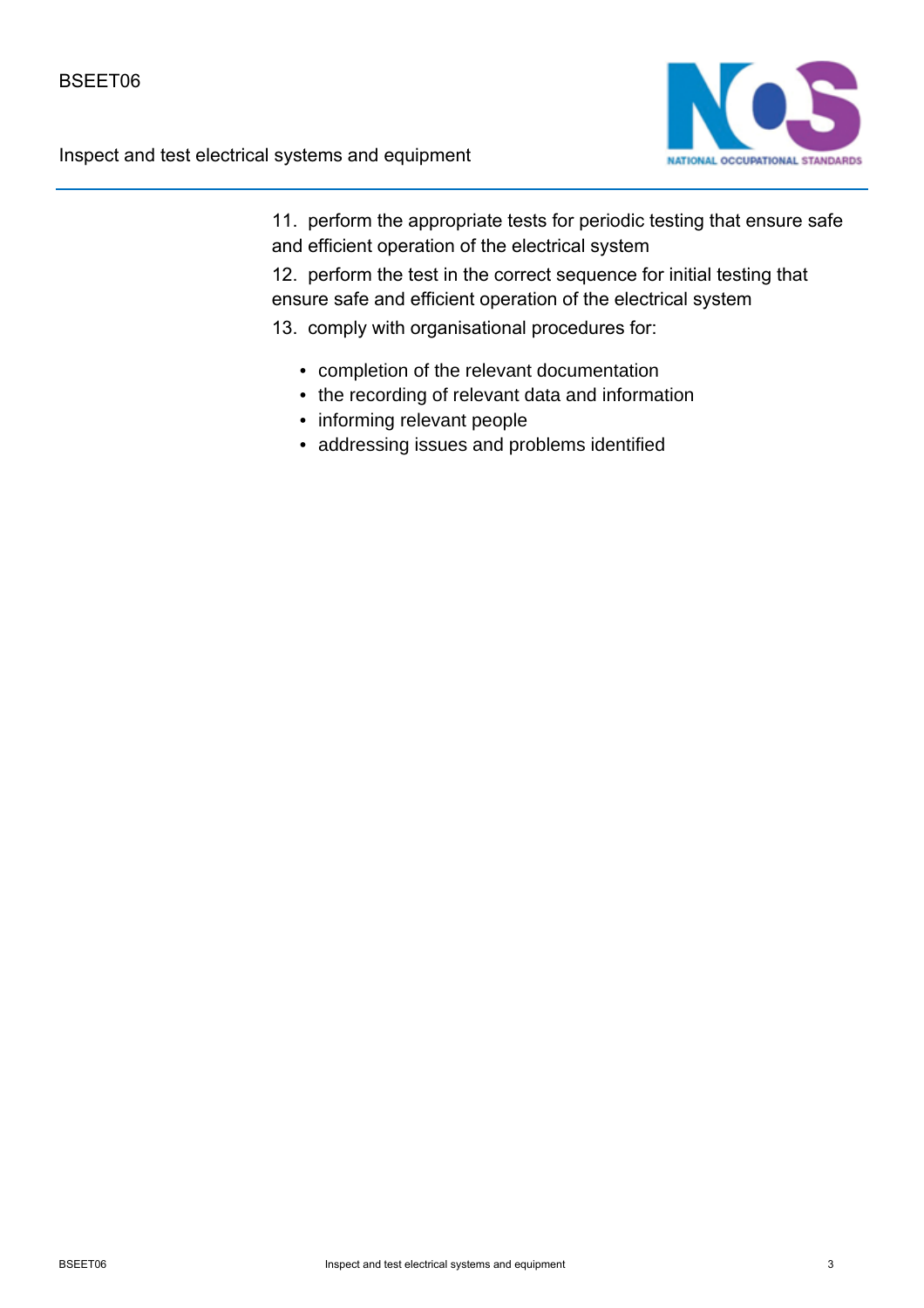11. perform the appropriate tests for periodic testing that ensure safe and efficient operation of the electrical system
12. perform the test in the correct sequence for initial testing that ensure safe and efficient operation of the electrical system
13. comply with organisational procedures for:
    - completion of the relevant documentation
    - the recording of relevant data and information
    - informing relevant people
    - addressing issues and problems identified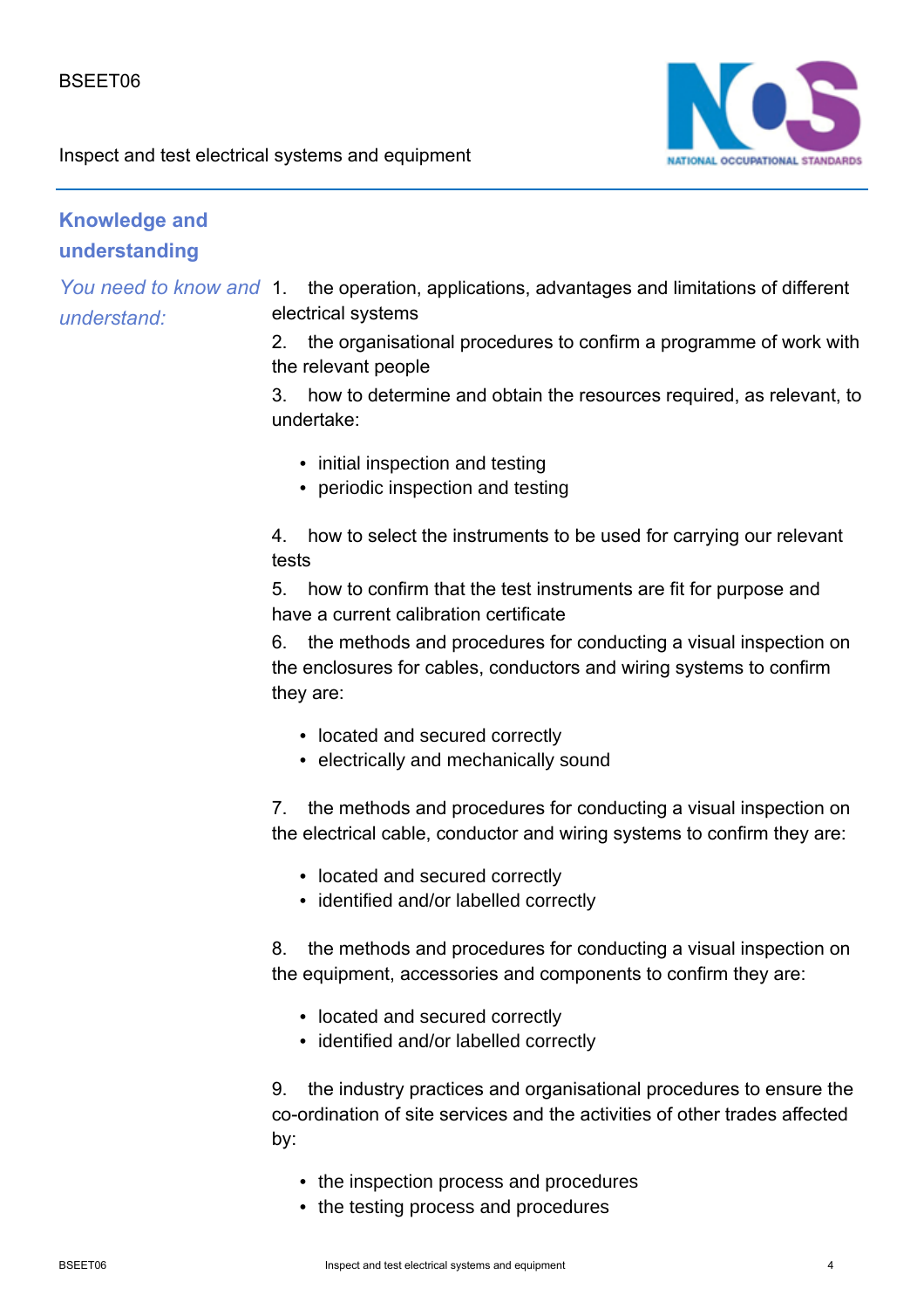## Knowledge and understanding

*You need to know and understand:*

1. the operation, applications, advantages and limitations of different electrical systems
2. the organisational procedures to confirm a programme of work with the relevant people
3. how to determine and obtain the resources required, as relevant, to undertake:
   - initial inspection and testing
   - periodic inspection and testing
4. how to select the instruments to be used for carrying our relevant tests
5. how to confirm that the test instruments are fit for purpose and have a current calibration certificate
6. the methods and procedures for conducting a visual inspection on the enclosures for cables, conductors and wiring systems to confirm they are:
   - located and secured correctly
   - electrically and mechanically sound
7. the methods and procedures for conducting a visual inspection on the electrical cable, conductor and wiring systems to confirm they are:
   - located and secured correctly
   - identified and/or labelled correctly
8. the methods and procedures for conducting a visual inspection on the equipment, accessories and components to confirm they are:
   - located and secured correctly
   - identified and/or labelled correctly
9. the industry practices and organisational procedures to ensure the co-ordination of site services and the activities of other trades affected by:
   - the inspection process and procedures
   - the testing process and procedures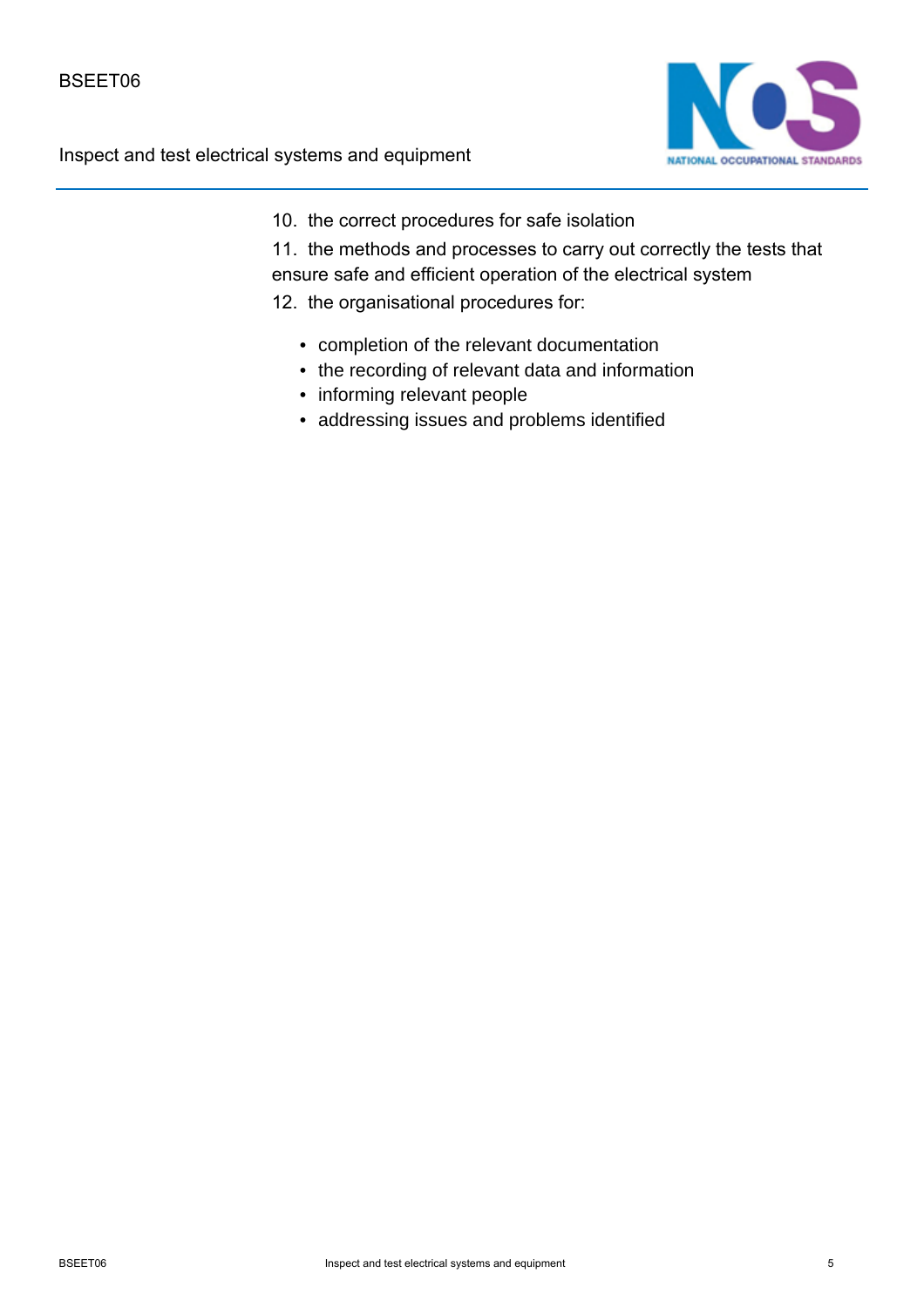10. the correct procedures for safe isolation
11. the methods and processes to carry out correctly the tests that ensure safe and efficient operation of the electrical system
12. the organisational procedures for:
    - completion of the relevant documentation
    - the recording of relevant data and information
    - informing relevant people
    - addressing issues and problems identified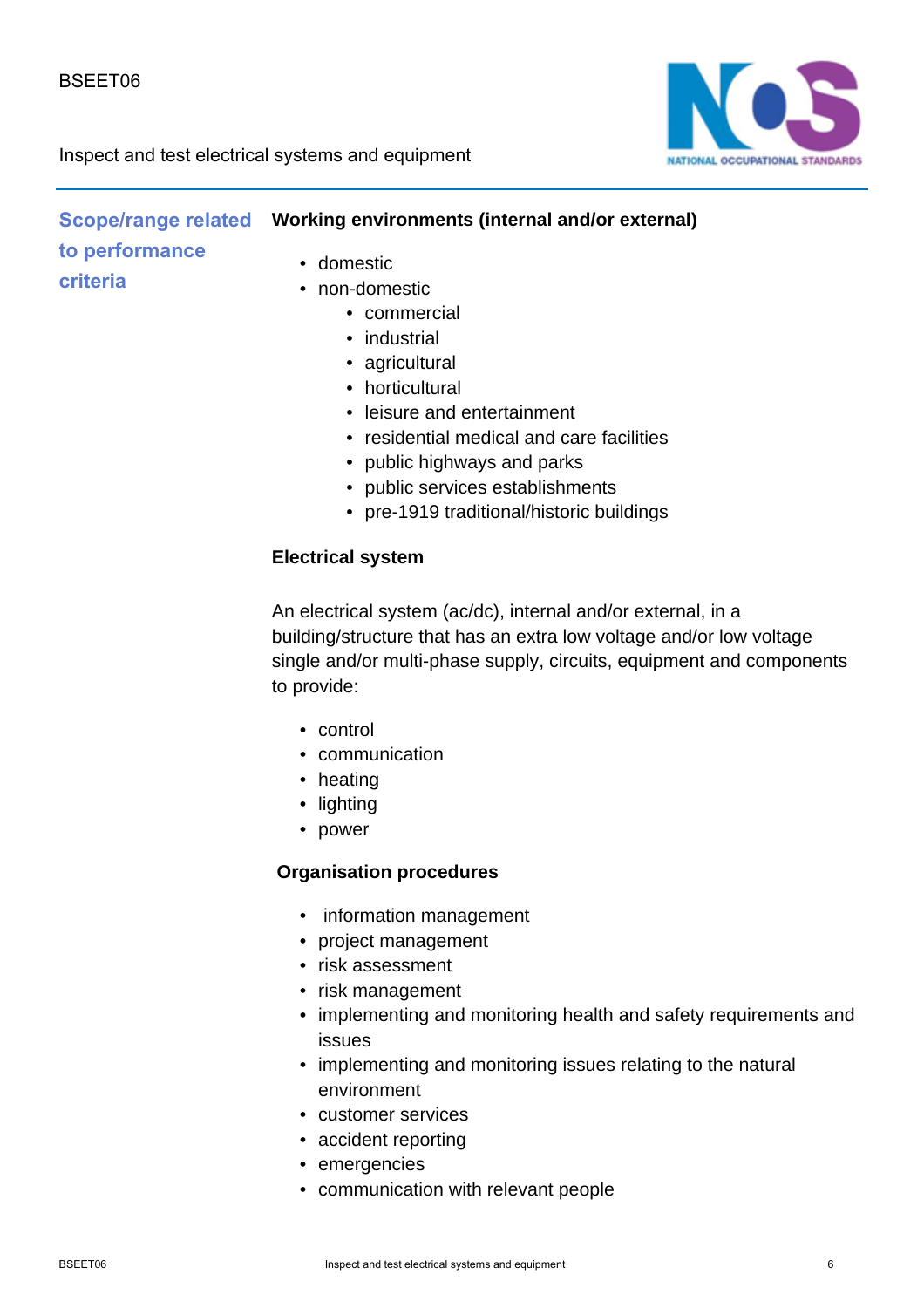## Scope/range related to performance criteria

**Working environments (internal and/or external)**

- domestic
- non-domestic
  - commercial
  - industrial
  - agricultural
  - horticultural
  - leisure and entertainment
  - residential medical and care facilities
  - public highways and parks
  - public services establishments
  - pre-1919 traditional/historic buildings

**Electrical system**

An electrical system (ac/dc), internal and/or external, in a building/structure that has an extra low voltage and/or low voltage single and/or multi-phase supply, circuits, equipment and components to provide:

- control
- communication
- heating
- lighting
- power

**Organisation procedures**

- information management
- project management
- risk assessment
- risk management
- implementing and monitoring health and safety requirements and issues
- implementing and monitoring issues relating to the natural environment
- customer services
- accident reporting
- emergencies
- communication with relevant people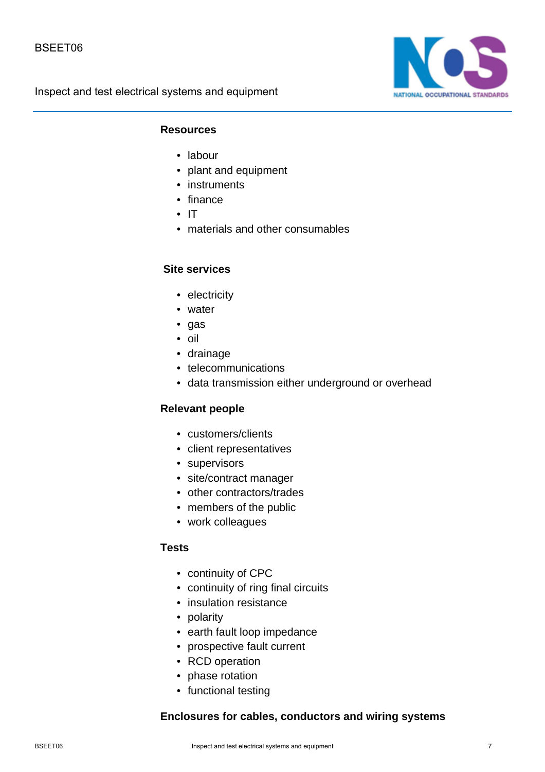**Resources**

- labour
- plant and equipment
- instruments
- finance
- IT
- materials and other consumables

**Site services**

- electricity
- water
- gas
- oil
- drainage
- telecommunications
- data transmission either underground or overhead

**Relevant people**

- customers/clients
- client representatives
- supervisors
- site/contract manager
- other contractors/trades
- members of the public
- work colleagues

**Tests**

- continuity of CPC
- continuity of ring final circuits
- insulation resistance
- polarity
- earth fault loop impedance
- prospective fault current
- RCD operation
- phase rotation
- functional testing

**Enclosures for cables, conductors and wiring systems**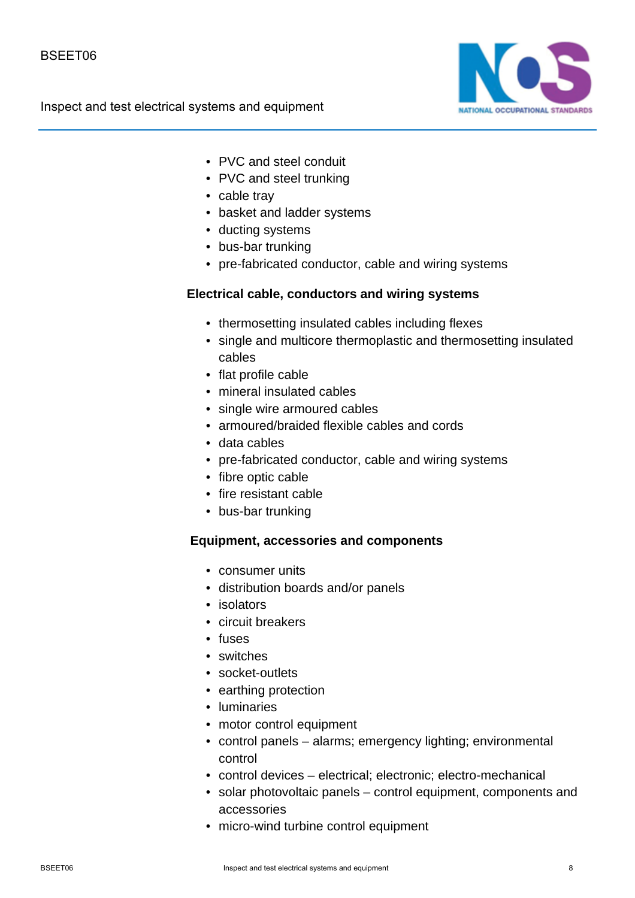- PVC and steel conduit
- PVC and steel trunking
- cable tray
- basket and ladder systems
- ducting systems
- bus-bar trunking
- pre-fabricated conductor, cable and wiring systems

**Electrical cable, conductors and wiring systems**

- thermosetting insulated cables including flexes
- single and multicore thermoplastic and thermosetting insulated cables
- flat profile cable
- mineral insulated cables
- single wire armoured cables
- armoured/braided flexible cables and cords
- data cables
- pre-fabricated conductor, cable and wiring systems
- fibre optic cable
- fire resistant cable
- bus-bar trunking

**Equipment, accessories and components**

- consumer units
- distribution boards and/or panels
- isolators
- circuit breakers
- fuses
- switches
- socket-outlets
- earthing protection
- luminaries
- motor control equipment
- control panels – alarms; emergency lighting; environmental control
- control devices – electrical; electronic; electro-mechanical
- solar photovoltaic panels – control equipment, components and accessories
- micro-wind turbine control equipment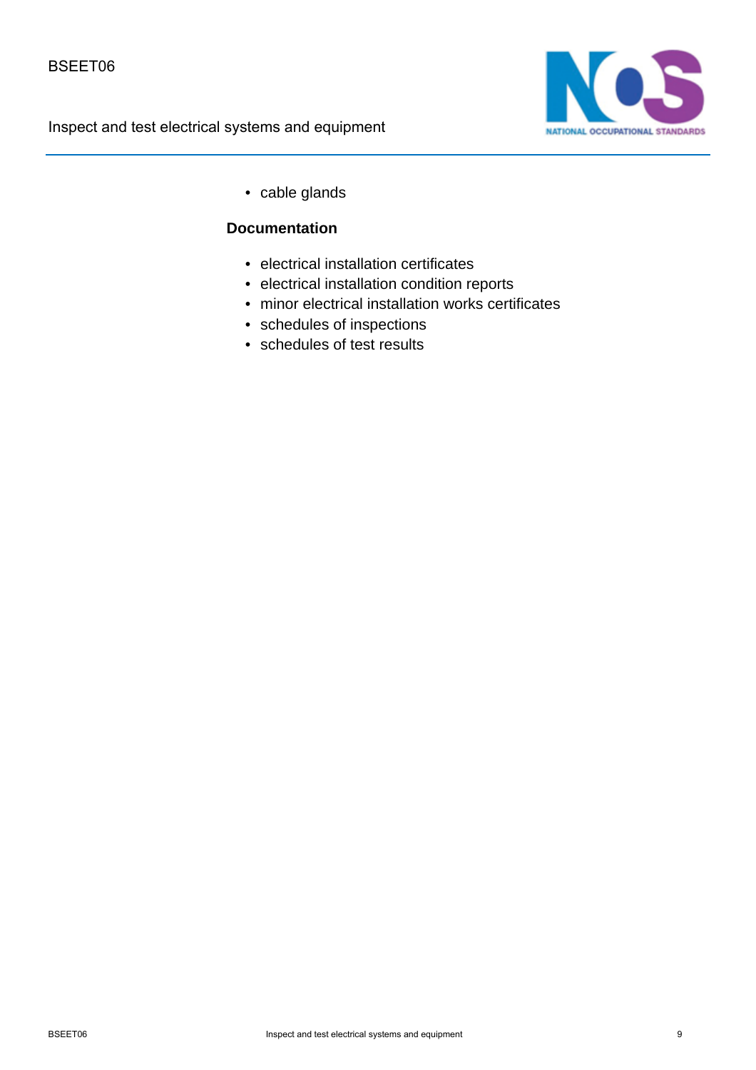- cable glands

**Documentation**

- electrical installation certificates
- electrical installation condition reports
- minor electrical installation works certificates
- schedules of inspections
- schedules of test results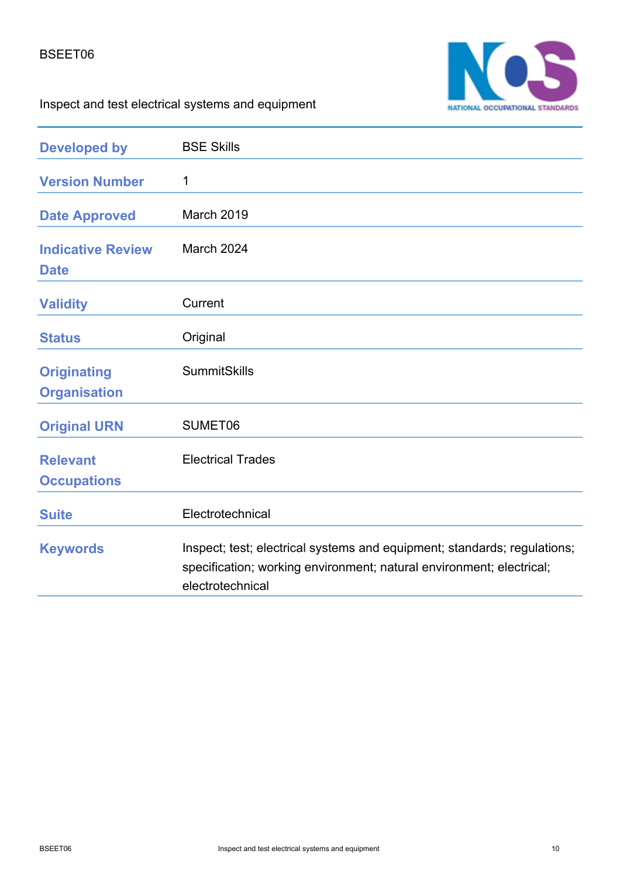BSEET06

Inspect and test electrical systems and equipment

| | |
|---|---|
| **Developed by** | BSE Skills |
| **Version Number** | 1 |
| **Date Approved** | March 2019 |
| **Indicative Review Date** | March 2024 |
| **Validity** | Current |
| **Status** | Original |
| **Originating Organisation** | SummitSkills |
| **Original URN** | SUMET06 |
| **Relevant Occupations** | Electrical Trades |
| **Suite** | Electrotechnical |
| **Keywords** | Inspect; test; electrical systems and equipment; standards; regulations; specification; working environment; natural environment; electrical; electrotechnical |